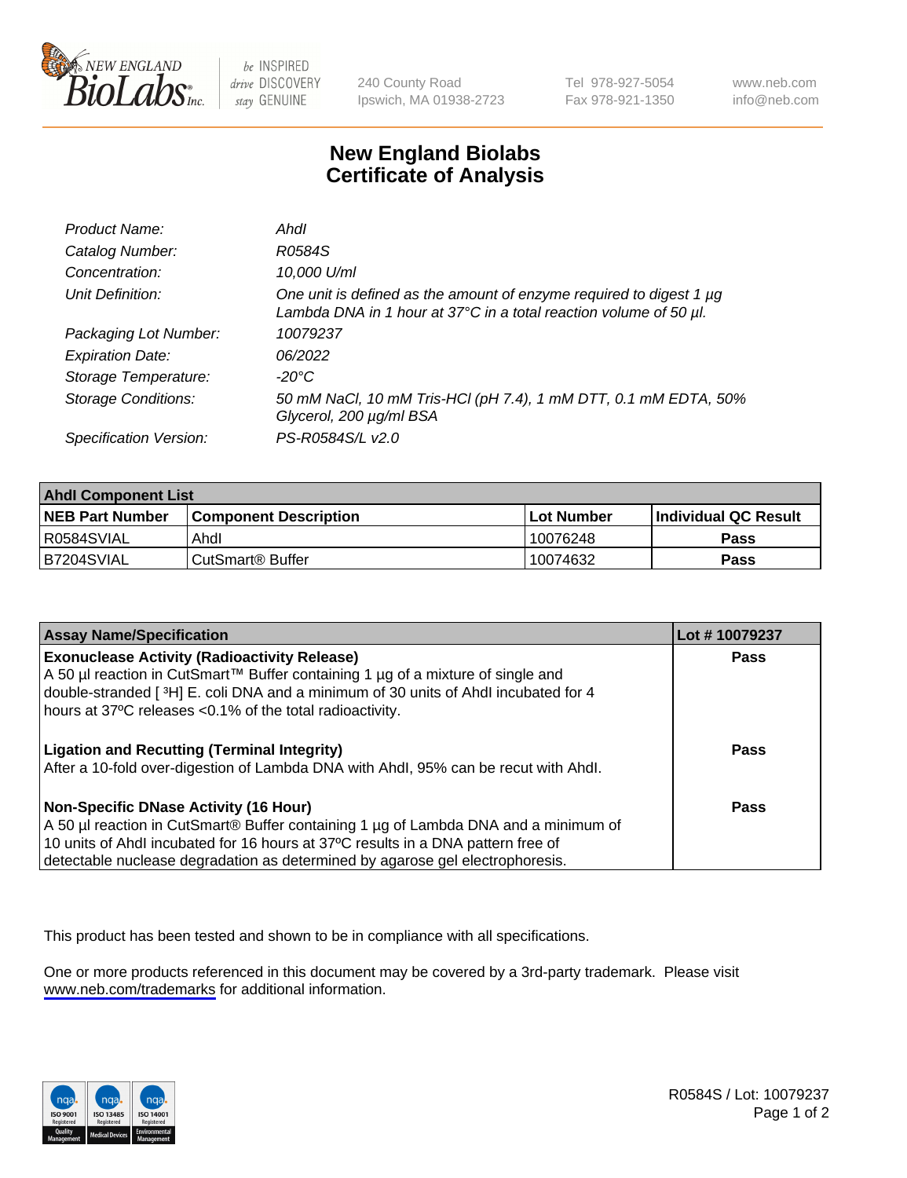New England BioLabs Inc. — be INSPIRED drive DISCOVERY stay GENUINE

240 County Road
Ipswich, MA 01938-2723

Tel 978-927-5054
Fax 978-921-1350

www.neb.com
info@neb.com

# New England Biolabs
# Certificate of Analysis

| | |
|---|---|
| *Product Name:* | *AhdI* |
| *Catalog Number:* | *R0584S* |
| *Concentration:* | *10,000 U/ml* |
| *Unit Definition:* | *One unit is defined as the amount of enzyme required to digest 1 µg Lambda DNA in 1 hour at 37°C in a total reaction volume of 50 µl.* |
| *Packaging Lot Number:* | *10079237* |
| *Expiration Date:* | *06/2022* |
| *Storage Temperature:* | *-20°C* |
| *Storage Conditions:* | *50 mM NaCl, 10 mM Tris-HCl (pH 7.4), 1 mM DTT, 0.1 mM EDTA, 50% Glycerol, 200 µg/ml BSA* |
| *Specification Version:* | *PS-R0584S/L v2.0* |

| **AhdI Component List** | | | |
|---|---|---|---|
| **NEB Part Number** | **Component Description** | **Lot Number** | **Individual QC Result** |
| R0584SVIAL | AhdI | 10076248 | **Pass** |
| B7204SVIAL | CutSmart® Buffer | 10074632 | **Pass** |

| **Assay Name/Specification** | **Lot # 10079237** |
|---|---|
| **Exonuclease Activity (Radioactivity Release)**<br>A 50 µl reaction in CutSmart™ Buffer containing 1 µg of a mixture of single and double-stranded [ $^{3}$H] E. coli DNA and a minimum of 30 units of AhdI incubated for 4 hours at 37ºC releases <0.1% of the total radioactivity. | **Pass** |
| **Ligation and Recutting (Terminal Integrity)**<br>After a 10-fold over-digestion of Lambda DNA with AhdI, 95% can be recut with AhdI. | **Pass** |
| **Non-Specific DNase Activity (16 Hour)**<br>A 50 µl reaction in CutSmart® Buffer containing 1 µg of Lambda DNA and a minimum of 10 units of AhdI incubated for 16 hours at 37ºC results in a DNA pattern free of detectable nuclease degradation as determined by agarose gel electrophoresis. | **Pass** |

This product has been tested and shown to be in compliance with all specifications.

One or more products referenced in this document may be covered by a 3rd-party trademark. Please visit www.neb.com/trademarks for additional information.

R0584S / Lot: 10079237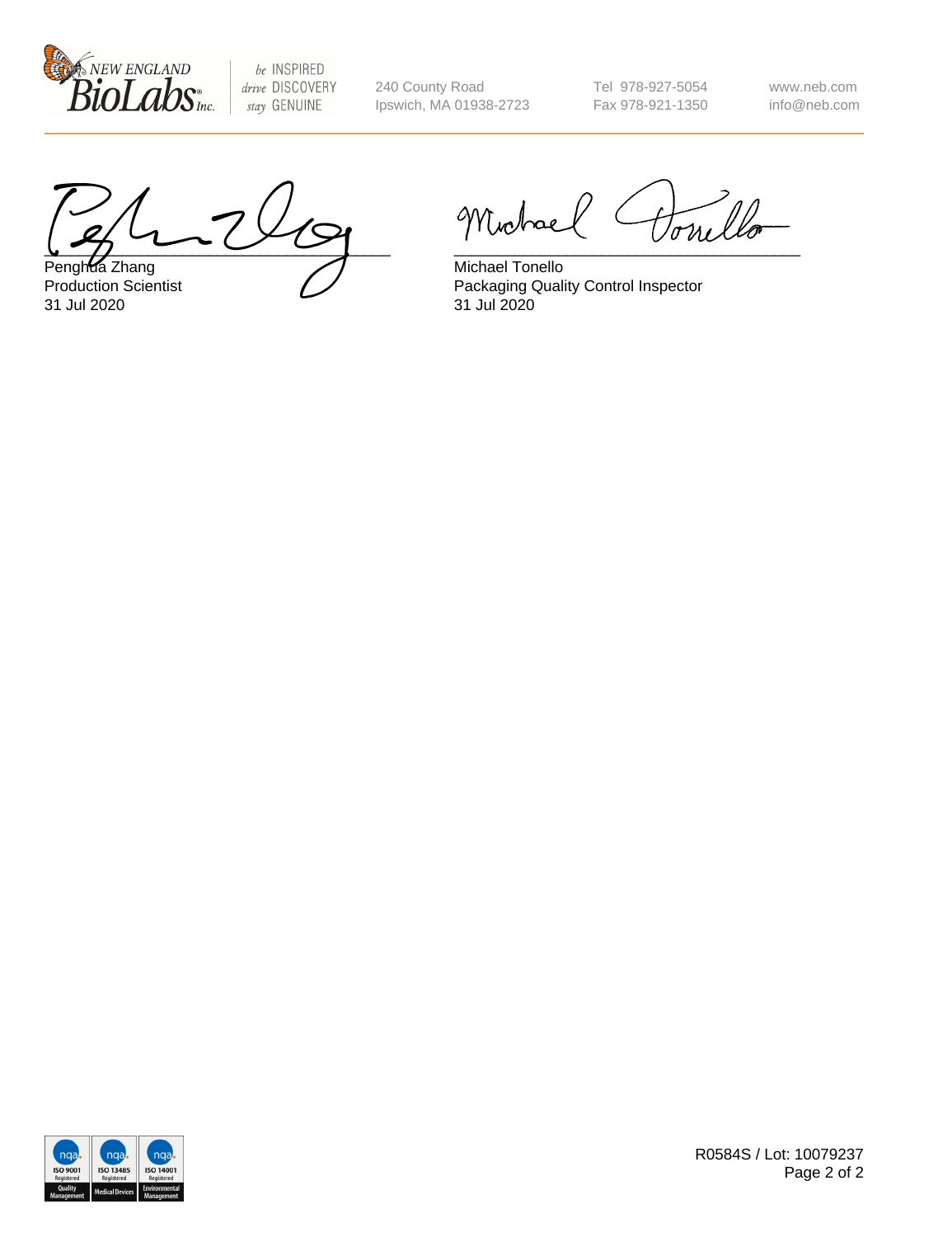Penghua Zhang
Production Scientist
31 Jul 2020

Michael Tonello
Packaging Quality Control Inspector
31 Jul 2020

R0584S / Lot: 10079237